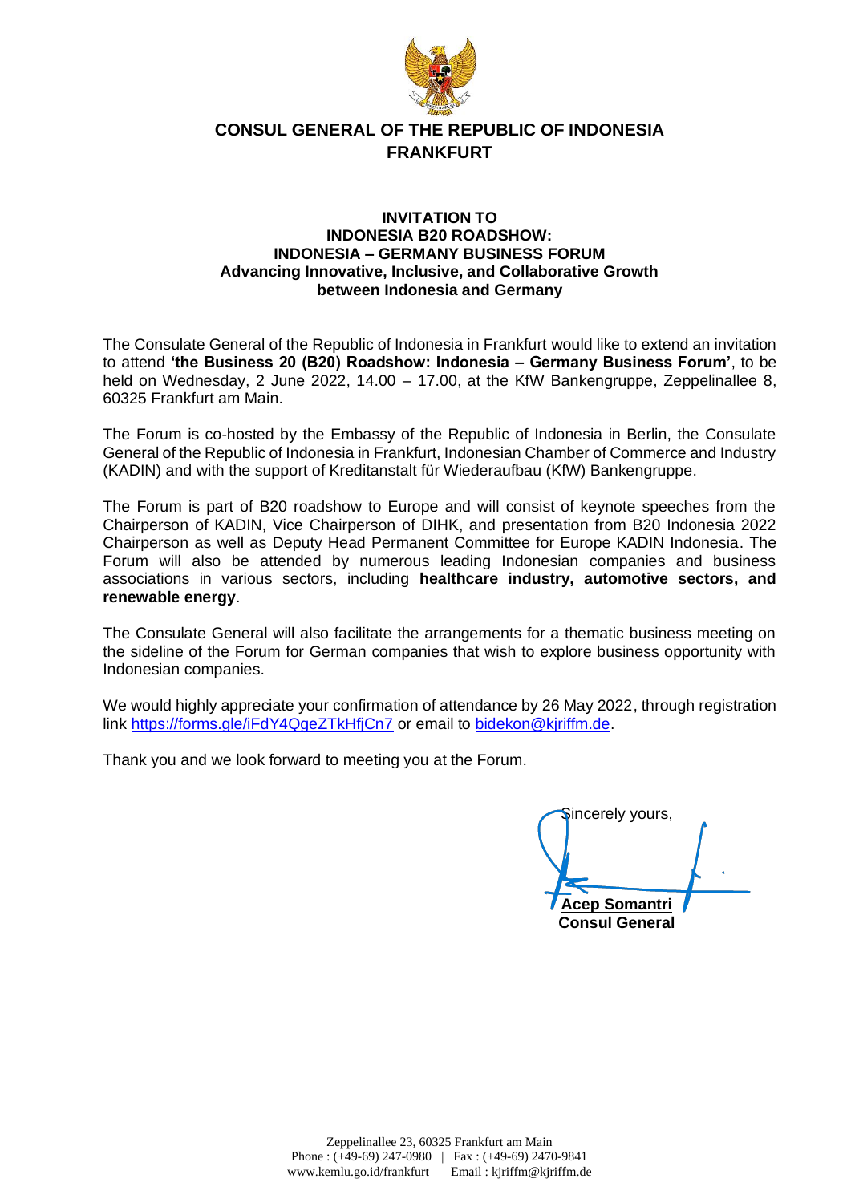# CONSUL GENERAL OF THE REPUBLIC OF INDONESIA
# FRANKFURT

**INVITATION TO**
**INDONESIA B20 ROADSHOW:**
**INDONESIA – GERMANY BUSINESS FORUM**
**Advancing Innovative, Inclusive, and Collaborative Growth between Indonesia and Germany**

The Consulate General of the Republic of Indonesia in Frankfurt would like to extend an invitation to attend **'the Business 20 (B20) Roadshow: Indonesia – Germany Business Forum'**, to be held on Wednesday, 2 June 2022, 14.00 – 17.00, at the KfW Bankengruppe, Zeppelinallee 8, 60325 Frankfurt am Main.

The Forum is co-hosted by the Embassy of the Republic of Indonesia in Berlin, the Consulate General of the Republic of Indonesia in Frankfurt, Indonesian Chamber of Commerce and Industry (KADIN) and with the support of Kreditanstalt für Wiederaufbau (KfW) Bankengruppe.

The Forum is part of B20 roadshow to Europe and will consist of keynote speeches from the Chairperson of KADIN, Vice Chairperson of DIHK, and presentation from B20 Indonesia 2022 Chairperson as well as Deputy Head Permanent Committee for Europe KADIN Indonesia. The Forum will also be attended by numerous leading Indonesian companies and business associations in various sectors, including **healthcare industry, automotive sectors, and renewable energy**.

The Consulate General will also facilitate the arrangements for a thematic business meeting on the sideline of the Forum for German companies that wish to explore business opportunity with Indonesian companies.

We would highly appreciate your confirmation of attendance by 26 May 2022, through registration link https://forms.gle/iFdY4QgeZTkHfjCn7 or email to bidekon@kjriffm.de.

Thank you and we look forward to meeting you at the Forum.

Sincerely yours,

**Acep Somantri**
**Consul General**

Zeppelinallee 23, 60325 Frankfurt am Main
Phone : (+49-69) 247-0980 | Fax : (+49-69) 2470-9841
www.kemlu.go.id/frankfurt | Email : kjriffm@kjriffm.de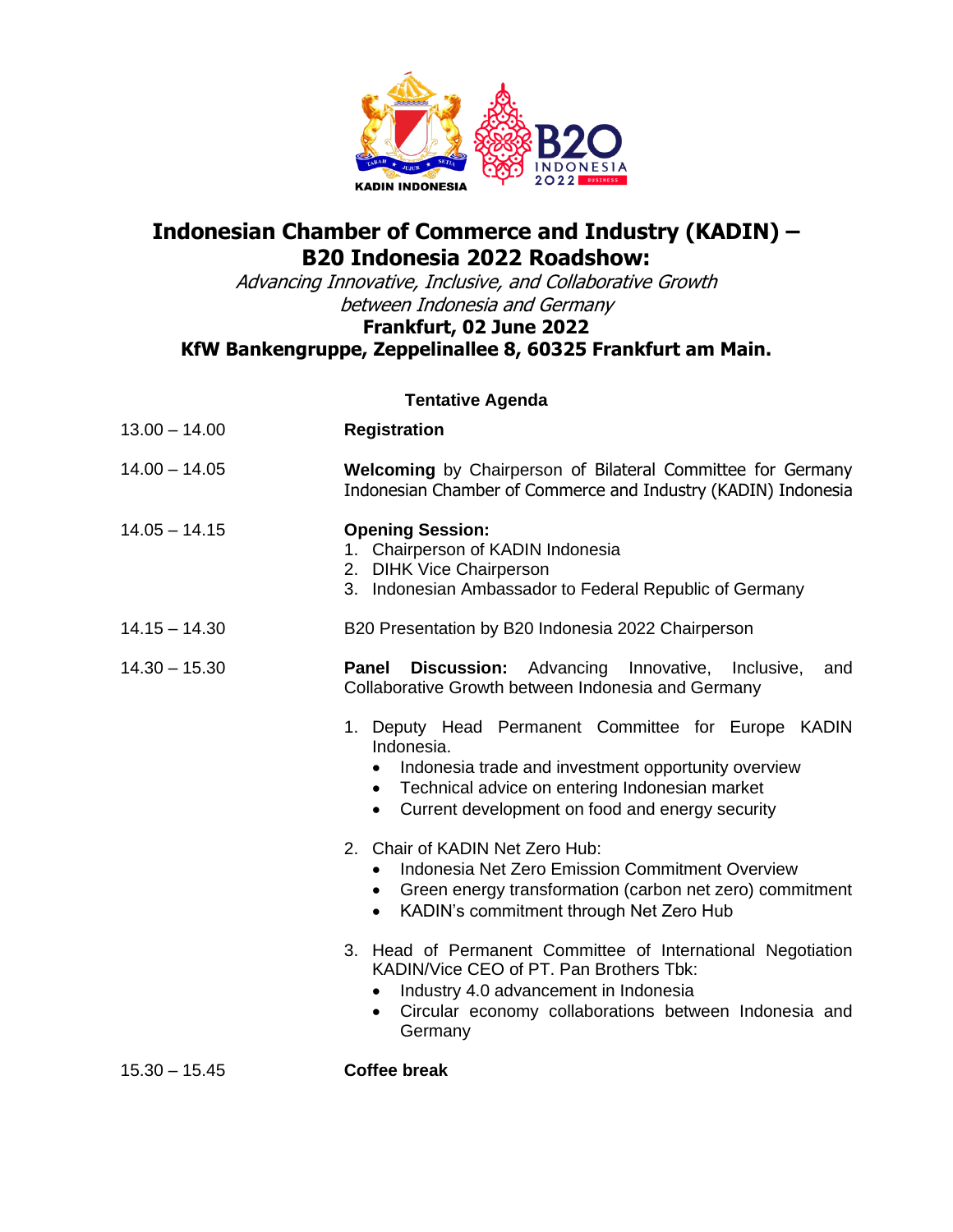# Indonesian Chamber of Commerce and Industry (KADIN) – B20 Indonesia 2022 Roadshow:

*Advancing Innovative, Inclusive, and Collaborative Growth between Indonesia and Germany*

**Frankfurt, 02 June 2022**

**KfW Bankengruppe, Zeppelinallee 8, 60325 Frankfurt am Main.**

## Tentative Agenda

| Time | Agenda |
|---|---|
| 13.00 – 14.00 | **Registration** |
| 14.00 – 14.05 | **Welcoming** by Chairperson of Bilateral Committee for Germany Indonesian Chamber of Commerce and Industry (KADIN) Indonesia |
| 14.05 – 14.15 | **Opening Session:**<br>1. Chairperson of KADIN Indonesia<br>2. DIHK Vice Chairperson<br>3. Indonesian Ambassador to Federal Republic of Germany |
| 14.15 – 14.30 | B20 Presentation by B20 Indonesia 2022 Chairperson |
| 14.30 – 15.30 | **Panel Discussion:** Advancing Innovative, Inclusive, and Collaborative Growth between Indonesia and Germany<br><br>1. Deputy Head Permanent Committee for Europe KADIN Indonesia.<br>• Indonesia trade and investment opportunity overview<br>• Technical advice on entering Indonesian market<br>• Current development on food and energy security<br><br>2. Chair of KADIN Net Zero Hub:<br>• Indonesia Net Zero Emission Commitment Overview<br>• Green energy transformation (carbon net zero) commitment<br>• KADIN's commitment through Net Zero Hub<br><br>3. Head of Permanent Committee of International Negotiation KADIN/Vice CEO of PT. Pan Brothers Tbk:<br>• Industry 4.0 advancement in Indonesia<br>• Circular economy collaborations between Indonesia and Germany |
| 15.30 – 15.45 | **Coffee break** |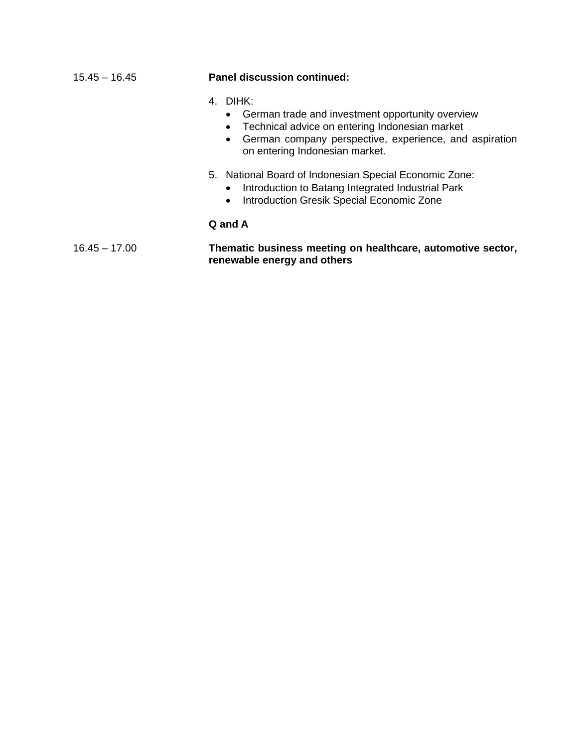| | |
|---|---|
| 15.45 – 16.45 | **Panel discussion continued:**<br><br>4. DIHK:<br>• German trade and investment opportunity overview<br>• Technical advice on entering Indonesian market<br>• German company perspective, experience, and aspiration on entering Indonesian market.<br><br>5. National Board of Indonesian Special Economic Zone:<br>• Introduction to Batang Integrated Industrial Park<br>• Introduction Gresik Special Economic Zone<br><br>**Q and A** |
| 16.45 – 17.00 | **Thematic business meeting on healthcare, automotive sector, renewable energy and others** |